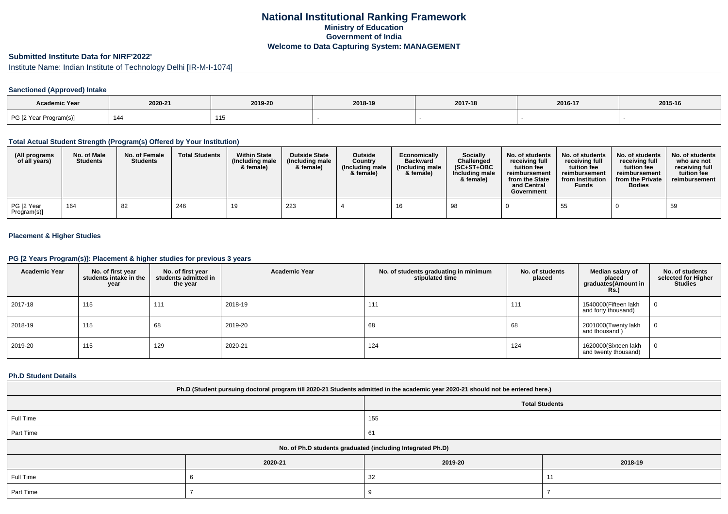# National Institutional Ranking Framework
## Ministry of Education
## Government of India
## Welcome to Data Capturing System: MANAGEMENT

### Submitted Institute Data for NIRF'2022'

Institute Name: Indian Institute of Technology Delhi [IR-M-I-1074]

#### Sanctioned (Approved) Intake

| Academic Year | 2020-21 | 2019-20 | 2018-19 | 2017-18 | 2016-17 | 2015-16 |
|---|---|---|---|---|---|---|
| PG [2 Year Program(s)] | 144 | 115 | - | - | - | - |

#### Total Actual Student Strength (Program(s) Offered by Your Institution)

| (All programs of all years) | No. of Male Students | No. of Female Students | Total Students | Within State (Including male & female) | Outside State (Including male & female) | Outside Country (Including male & female) | Economically Backward (Including male & female) | Socially Challenged (SC+ST+OBC Including male & female) | No. of students receiving full tuition fee reimbursement from the State and Central Government | No. of students receiving full tuition fee reimbursement from Institution Funds | No. of students receiving full tuition fee reimbursement from the Private Bodies | No. of students who are not receiving full tuition fee reimbursement |
|---|---|---|---|---|---|---|---|---|---|---|---|---|
| PG [2 Year Program(s)] | 164 | 82 | 246 | 19 | 223 | 4 | 16 | 98 | 0 | 55 | 0 | 59 |

#### Placement & Higher Studies

#### PG [2 Years Program(s)]: Placement & higher studies for previous 3 years

| Academic Year | No. of first year students intake in the year | No. of first year students admitted in the year | Academic Year | No. of students graduating in minimum stipulated time | No. of students placed | Median salary of placed graduates(Amount in Rs.) | No. of students selected for Higher Studies |
|---|---|---|---|---|---|---|---|
| 2017-18 | 115 | 111 | 2018-19 | 111 | 111 | 1540000(Fifteen lakh and forty thousand) | 0 |
| 2018-19 | 115 | 68 | 2019-20 | 68 | 68 | 2001000(Twenty lakh and thousand ) | 0 |
| 2019-20 | 115 | 129 | 2020-21 | 124 | 124 | 1620000(Sixteen lakh and twenty thousand) | 0 |

#### Ph.D Student Details

| Ph.D (Student pursuing doctoral program till 2020-21 Students admitted in the academic year 2020-21 should not be entered here.) | | | |
|---|---|---|---|
| | Total Students | | |
| Full Time | 155 | | |
| Part Time | 61 | | |
| No. of Ph.D students graduated (including Integrated Ph.D) | | | |
| | 2020-21 | 2019-20 | 2018-19 |
| Full Time | 6 | 32 | 11 |
| Part Time | 7 | 9 | 7 |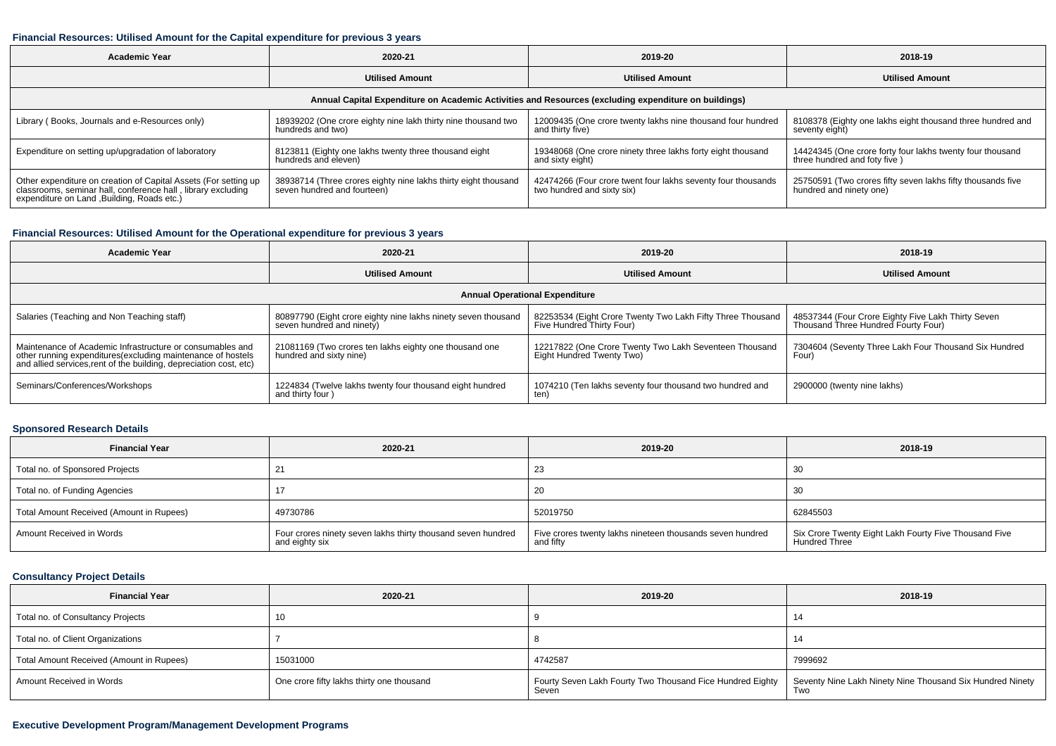#### Financial Resources: Utilised Amount for the Capital expenditure for previous 3 years

| Academic Year | 2020-21 | 2019-20 | 2018-19 |
|---|---|---|---|
| | Utilised Amount | Utilised Amount | Utilised Amount |
| Annual Capital Expenditure on Academic Activities and Resources (excluding expenditure on buildings) | | | |
| Library ( Books, Journals and e-Resources only) | 18939202 (One crore eighty nine lakh thirty nine thousand two hundreds and two) | 12009435 (One crore twenty lakhs nine thousand four hundred and thirty five) | 8108378 (Eighty one lakhs eight thousand three hundred and seventy eight) |
| Expenditure on setting up/upgradation of laboratory | 8123811 (Eighty one lakhs twenty three thousand eight hundreds and eleven) | 19348068 (One crore ninety three lakhs forty eight thousand and sixty eight) | 14424345 (One crore forty four lakhs twenty four thousand three hundred and foty five ) |
| Other expenditure on creation of Capital Assets (For setting up classrooms, seminar hall, conference hall , library excluding expenditure on Land ,Building, Roads etc.) | 38938714 (Three crores eighty nine lakhs thirty eight thousand seven hundred and fourteen) | 42474266 (Four crore twent four lakhs seventy four thousands two hundred and sixty six) | 25750591 (Two crores fifty seven lakhs fifty thousands five hundred and ninety one) |

#### Financial Resources: Utilised Amount for the Operational expenditure for previous 3 years

| Academic Year | 2020-21 | 2019-20 | 2018-19 |
|---|---|---|---|
| | Utilised Amount | Utilised Amount | Utilised Amount |
| Annual Operational Expenditure | | | |
| Salaries (Teaching and Non Teaching staff) | 80897790 (Eight crore eighty nine lakhs ninety seven thousand seven hundred and ninety) | 82253534 (Eight Crore Twenty Two Lakh Fifty Three Thousand Five Hundred Thirty Four) | 48537344 (Four Crore Eighty Five Lakh Thirty Seven Thousand Three Hundred Fourty Four) |
| Maintenance of Academic Infrastructure or consumables and other running expenditures(excluding maintenance of hostels and allied services,rent of the building, depreciation cost, etc) | 21081169 (Two crores ten lakhs eighty one thousand one hundred and sixty nine) | 12217822 (One Crore Twenty Two Lakh Seventeen Thousand Eight Hundred Twenty Two) | 7304604 (Seventy Three Lakh Four Thousand Six Hundred Four) |
| Seminars/Conferences/Workshops | 1224834 (Twelve lakhs twenty four thousand eight hundred and thirty four ) | 1074210 (Ten lakhs seventy four thousand two hundred and ten) | 2900000 (twenty nine lakhs) |

#### Sponsored Research Details

| Financial Year | 2020-21 | 2019-20 | 2018-19 |
|---|---|---|---|
| Total no. of Sponsored Projects | 21 | 23 | 30 |
| Total no. of Funding Agencies | 17 | 20 | 30 |
| Total Amount Received (Amount in Rupees) | 49730786 | 52019750 | 62845503 |
| Amount Received in Words | Four crores ninety seven lakhs thirty thousand seven hundred and eighty six | Five crores twenty lakhs nineteen thousands seven hundred and fifty | Six Crore Twenty Eight Lakh Fourty Five Thousand Five Hundred Three |

#### Consultancy Project Details

| Financial Year | 2020-21 | 2019-20 | 2018-19 |
|---|---|---|---|
| Total no. of Consultancy Projects | 10 | 9 | 14 |
| Total no. of Client Organizations | 7 | 8 | 14 |
| Total Amount Received (Amount in Rupees) | 15031000 | 4742587 | 7999692 |
| Amount Received in Words | One crore fifty lakhs thirty one thousand | Fourty Seven Lakh Fourty Two Thousand Fice Hundred Eighty Seven | Seventy Nine Lakh Ninety Nine Thousand Six Hundred Ninety Two |

#### Executive Development Program/Management Development Programs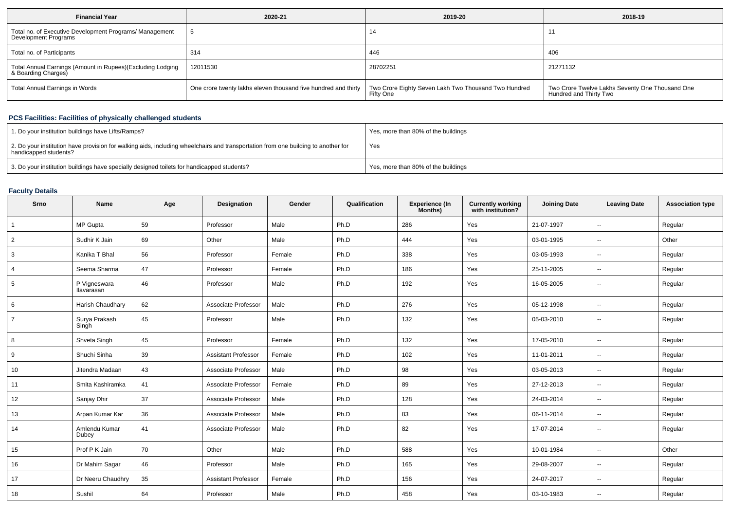| Financial Year | 2020-21 | 2019-20 | 2018-19 |
|---|---|---|---|
| Total no. of Executive Development Programs/ Management Development Programs | 5 | 14 | 11 |
| Total no. of Participants | 314 | 446 | 406 |
| Total Annual Earnings (Amount in Rupees)(Excluding Lodging & Boarding Charges) | 12011530 | 28702251 | 21271132 |
| Total Annual Earnings in Words | One crore twenty lakhs eleven thousand five hundred and thirty | Two Crore Eighty Seven Lakh Two Thousand Two Hundred Fifty One | Two Crore Twelve Lakhs Seventy One Thousand One Hundred and Thirty Two |

## PCS Facilities: Facilities of physically challenged students

| | |
|---|---|
| 1. Do your institution buildings have Lifts/Ramps? | Yes, more than 80% of the buildings |
| 2. Do your institution have provision for walking aids, including wheelchairs and transportation from one building to another for handicapped students? | Yes |
| 3. Do your institution buildings have specially designed toilets for handicapped students? | Yes, more than 80% of the buildings |

## Faculty Details

| Srno | Name | Age | Designation | Gender | Qualification | Experience (In Months) | Currently working with institution? | Joining Date | Leaving Date | Association type |
|---|---|---|---|---|---|---|---|---|---|---|
| 1 | MP Gupta | 59 | Professor | Male | Ph.D | 286 | Yes | 21-07-1997 | -- | Regular |
| 2 | Sudhir K Jain | 69 | Other | Male | Ph.D | 444 | Yes | 03-01-1995 | -- | Other |
| 3 | Kanika T Bhal | 56 | Professor | Female | Ph.D | 338 | Yes | 03-05-1993 | -- | Regular |
| 4 | Seema Sharma | 47 | Professor | Female | Ph.D | 186 | Yes | 25-11-2005 | -- | Regular |
| 5 | P Vigneswara Ilavarasan | 46 | Professor | Male | Ph.D | 192 | Yes | 16-05-2005 | -- | Regular |
| 6 | Harish Chaudhary | 62 | Associate Professor | Male | Ph.D | 276 | Yes | 05-12-1998 | -- | Regular |
| 7 | Surya Prakash Singh | 45 | Professor | Male | Ph.D | 132 | Yes | 05-03-2010 | -- | Regular |
| 8 | Shveta Singh | 45 | Professor | Female | Ph.D | 132 | Yes | 17-05-2010 | -- | Regular |
| 9 | Shuchi Sinha | 39 | Assistant Professor | Female | Ph.D | 102 | Yes | 11-01-2011 | -- | Regular |
| 10 | Jitendra Madaan | 43 | Associate Professor | Male | Ph.D | 98 | Yes | 03-05-2013 | -- | Regular |
| 11 | Smita Kashiramka | 41 | Associate Professor | Female | Ph.D | 89 | Yes | 27-12-2013 | -- | Regular |
| 12 | Sanjay Dhir | 37 | Associate Professor | Male | Ph.D | 128 | Yes | 24-03-2014 | -- | Regular |
| 13 | Arpan Kumar Kar | 36 | Associate Professor | Male | Ph.D | 83 | Yes | 06-11-2014 | -- | Regular |
| 14 | Amlendu Kumar Dubey | 41 | Associate Professor | Male | Ph.D | 82 | Yes | 17-07-2014 | -- | Regular |
| 15 | Prof P K Jain | 70 | Other | Male | Ph.D | 588 | Yes | 10-01-1984 | -- | Other |
| 16 | Dr Mahim Sagar | 46 | Professor | Male | Ph.D | 165 | Yes | 29-08-2007 | -- | Regular |
| 17 | Dr Neeru Chaudhry | 35 | Assistant Professor | Female | Ph.D | 156 | Yes | 24-07-2017 | -- | Regular |
| 18 | Sushil | 64 | Professor | Male | Ph.D | 458 | Yes | 03-10-1983 | -- | Regular |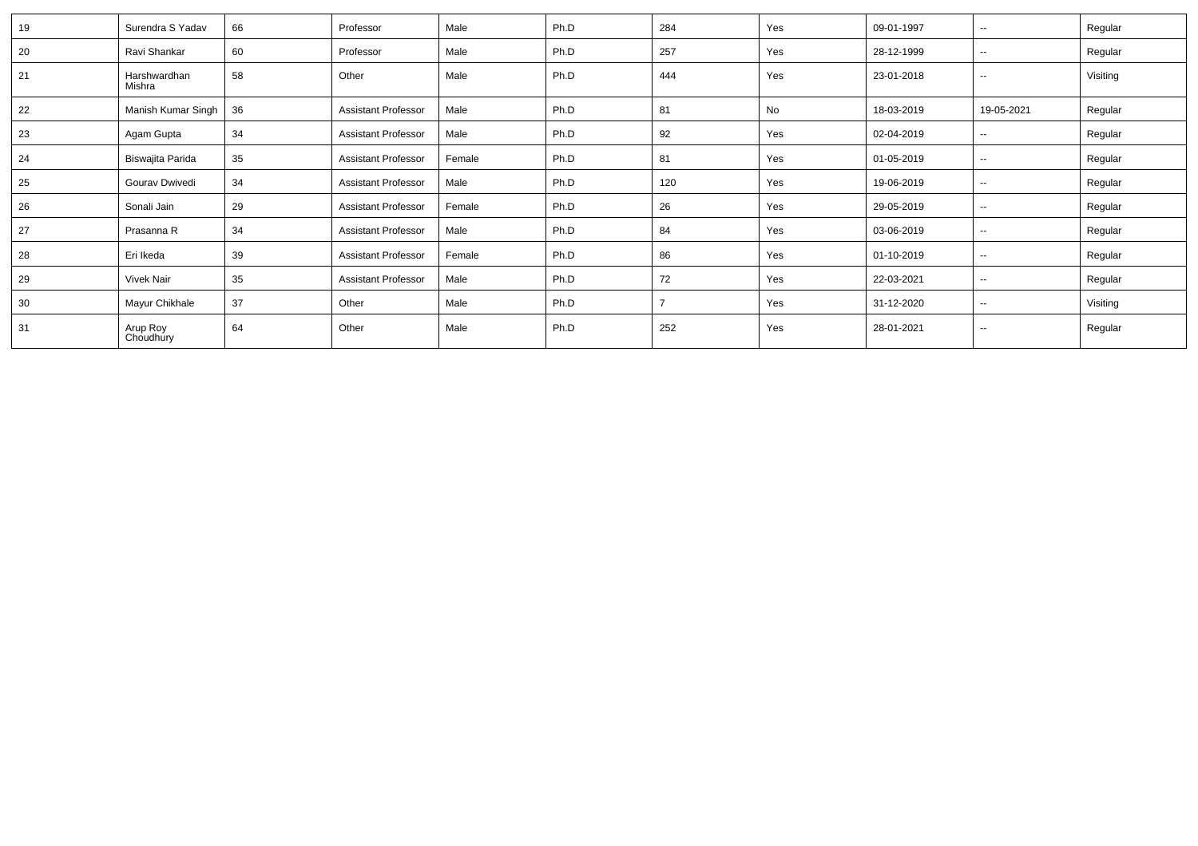| | | | | | | | | | | |
|---|---|---|---|---|---|---|---|---|---|---|
| 19 | Surendra S Yadav | 66 | Professor | Male | Ph.D | 284 | Yes | 09-01-1997 | -- | Regular |
| 20 | Ravi Shankar | 60 | Professor | Male | Ph.D | 257 | Yes | 28-12-1999 | -- | Regular |
| 21 | Harshwardhan Mishra | 58 | Other | Male | Ph.D | 444 | Yes | 23-01-2018 | -- | Visiting |
| 22 | Manish Kumar Singh | 36 | Assistant Professor | Male | Ph.D | 81 | No | 18-03-2019 | 19-05-2021 | Regular |
| 23 | Agam Gupta | 34 | Assistant Professor | Male | Ph.D | 92 | Yes | 02-04-2019 | -- | Regular |
| 24 | Biswajita Parida | 35 | Assistant Professor | Female | Ph.D | 81 | Yes | 01-05-2019 | -- | Regular |
| 25 | Gourav Dwivedi | 34 | Assistant Professor | Male | Ph.D | 120 | Yes | 19-06-2019 | -- | Regular |
| 26 | Sonali Jain | 29 | Assistant Professor | Female | Ph.D | 26 | Yes | 29-05-2019 | -- | Regular |
| 27 | Prasanna R | 34 | Assistant Professor | Male | Ph.D | 84 | Yes | 03-06-2019 | -- | Regular |
| 28 | Eri Ikeda | 39 | Assistant Professor | Female | Ph.D | 86 | Yes | 01-10-2019 | -- | Regular |
| 29 | Vivek Nair | 35 | Assistant Professor | Male | Ph.D | 72 | Yes | 22-03-2021 | -- | Regular |
| 30 | Mayur Chikhale | 37 | Other | Male | Ph.D | 7 | Yes | 31-12-2020 | -- | Visiting |
| 31 | Arup Roy Choudhury | 64 | Other | Male | Ph.D | 252 | Yes | 28-01-2021 | -- | Regular |